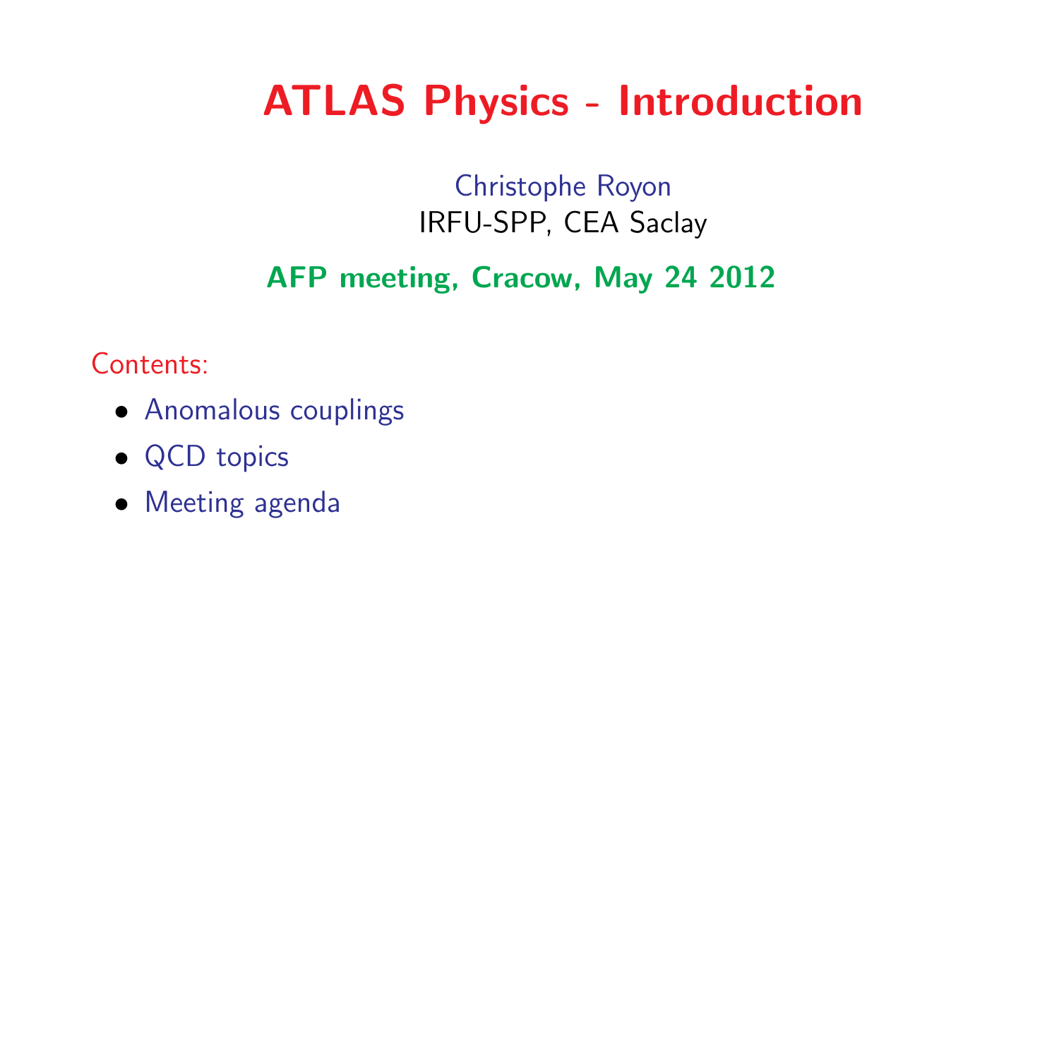# ATLAS Physics - Introduction

Christophe Royon
IRFU-SPP, CEA Saclay

**AFP meeting, Cracow, May 24 2012**

Contents:

- Anomalous couplings
- QCD topics
- Meeting agenda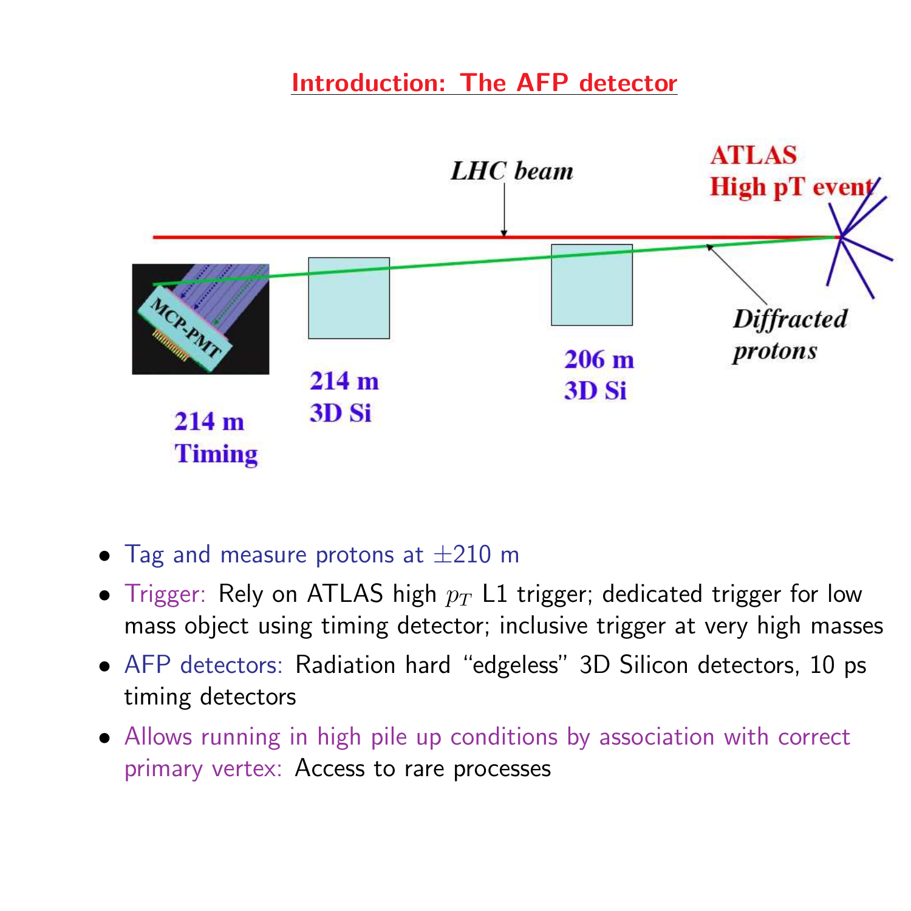# Introduction: The AFP detector

LHC beam

ATLAS High pT event

Diffracted protons

214 m Timing

214 m 3D Si

206 m 3D Si

MCP-PMT

- Tag and measure protons at ±210 m
- Trigger: Rely on ATLAS high $p_T$ L1 trigger; dedicated trigger for low mass object using timing detector; inclusive trigger at very high masses
- AFP detectors: Radiation hard "edgeless" 3D Silicon detectors, 10 ps timing detectors
- Allows running in high pile up conditions by association with correct primary vertex: Access to rare processes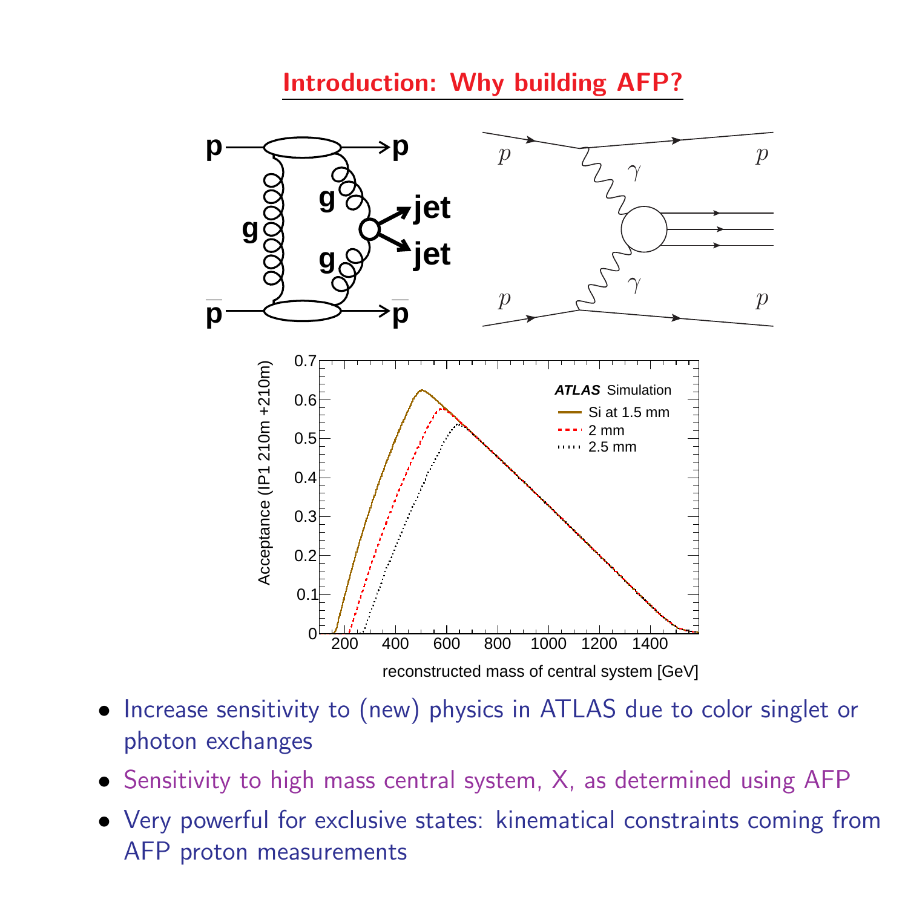## Introduction: Why building AFP?

- Increase sensitivity to (new) physics in ATLAS due to color singlet or photon exchanges
- Sensitivity to high mass central system, X, as determined using AFP
- Very powerful for exclusive states: kinematical constraints coming from AFP proton measurements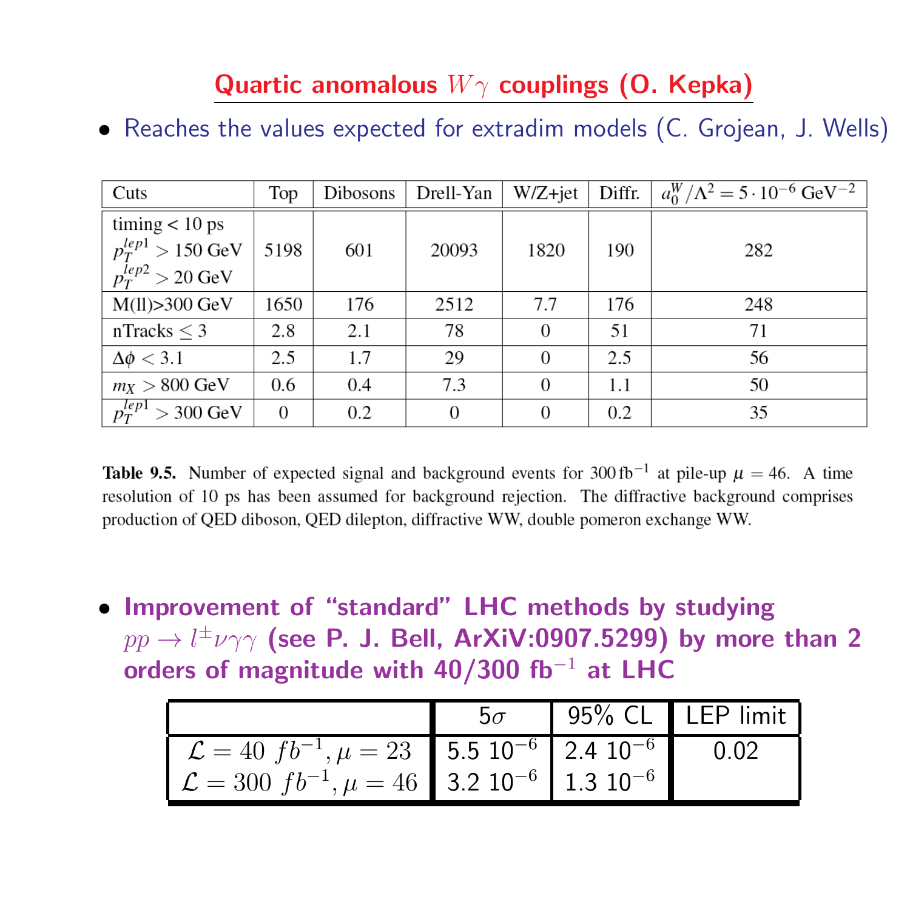# Quartic anomalous $W\gamma$ couplings (O. Kepka)

- Reaches the values expected for extradim models (C. Grojean, J. Wells)

| Cuts | Top | Dibosons | Drell-Yan | W/Z+jet | Diffr. | $a_0^W/\Lambda^2 = 5 \cdot 10^{-6}$ GeV$^{-2}$ |
|---|---|---|---|---|---|---|
| timing < 10 ps, $p_T^{lep1} > 150$ GeV, $p_T^{lep2} > 20$ GeV | 5198 | 601 | 20093 | 1820 | 190 | 282 |
| M(ll)>300 GeV | 1650 | 176 | 2512 | 7.7 | 176 | 248 |
| nTracks $\leq 3$ | 2.8 | 2.1 | 78 | 0 | 51 | 71 |
| $\Delta\phi < 3.1$ | 2.5 | 1.7 | 29 | 0 | 2.5 | 56 |
| $m_X > 800$ GeV | 0.6 | 0.4 | 7.3 | 0 | 1.1 | 50 |
| $p_T^{lep1} > 300$ GeV | 0 | 0.2 | 0 | 0 | 0.2 | 35 |

**Table 9.5.** Number of expected signal and background events for 300 fb$^{-1}$ at pile-up $\mu = 46$. A time resolution of 10 ps has been assumed for background rejection. The diffractive background comprises production of QED diboson, QED dilepton, diffractive WW, double pomeron exchange WW.

- **Improvement of "standard" LHC methods by studying $pp \to l^\pm \nu \gamma\gamma$ (see P. J. Bell, ArXiV:0907.5299) by more than 2 orders of magnitude with 40/300 fb$^{-1}$ at LHC**

| | $5\sigma$ | 95% CL | LEP limit |
|---|---|---|---|
| $\mathcal{L} = 40\ fb^{-1}, \mu = 23$ | 5.5 $10^{-6}$ | 2.4 $10^{-6}$ | 0.02 |
| $\mathcal{L} = 300\ fb^{-1}, \mu = 46$ | 3.2 $10^{-6}$ | 1.3 $10^{-6}$ | |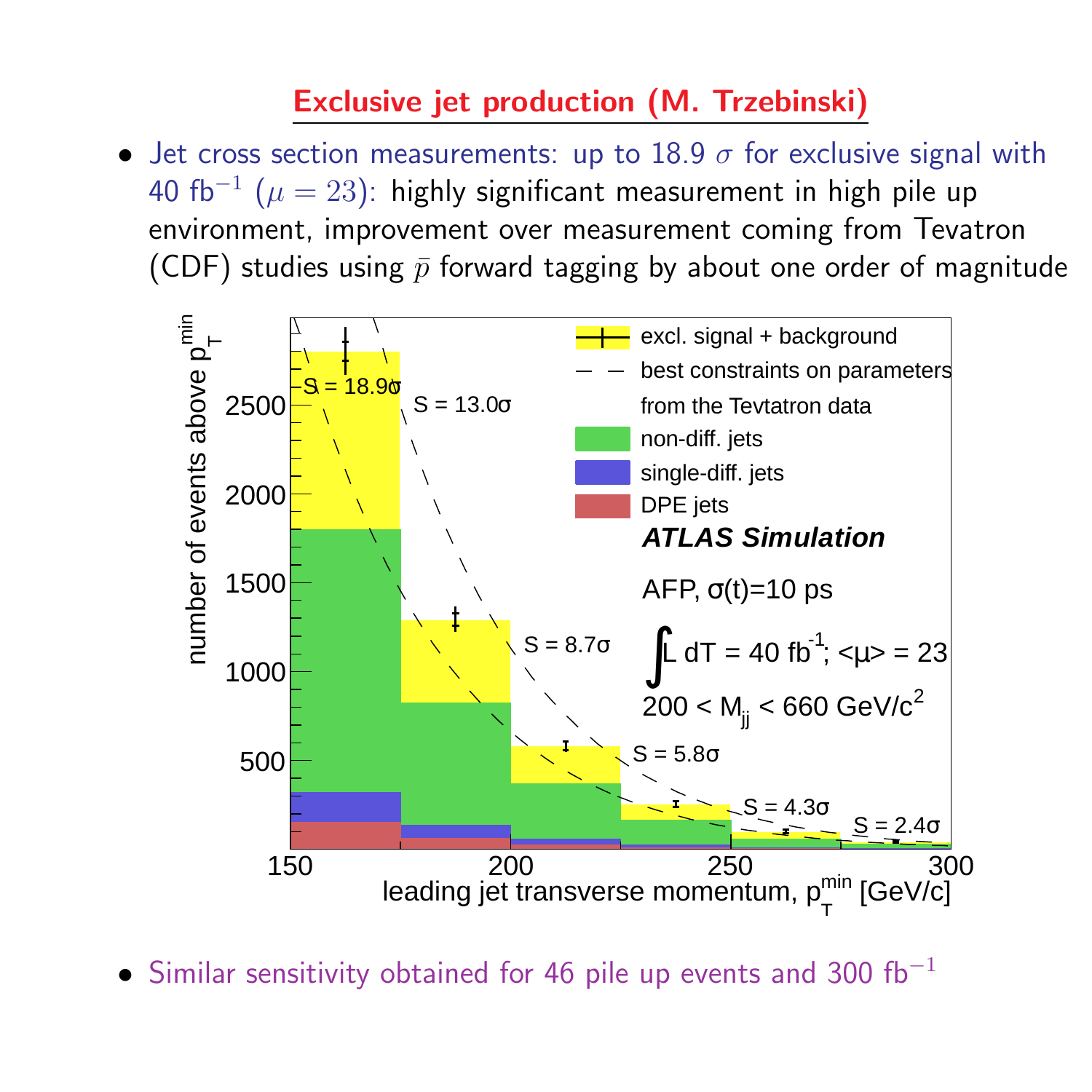## Exclusive jet production (M. Trzebinski)

- Jet cross section measurements: up to 18.9 $\sigma$ for exclusive signal with 40 fb$^{-1}$ ($\mu = 23$): highly significant measurement in high pile up environment, improvement over measurement coming from Tevatron (CDF) studies using $\bar{p}$ forward tagging by about one order of magnitude

- Similar sensitivity obtained for 46 pile up events and 300 fb$^{-1}$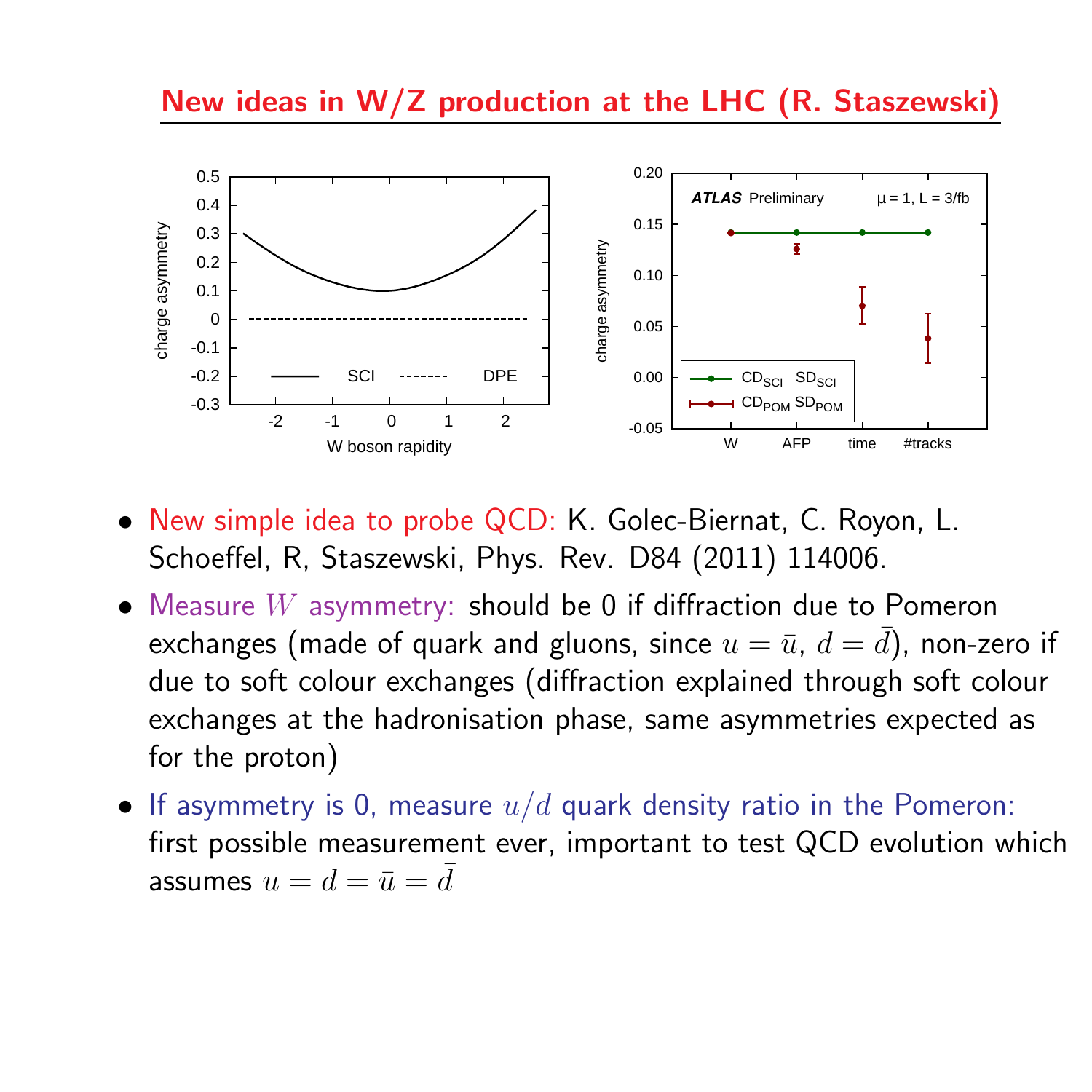## New ideas in W/Z production at the LHC (R. Staszewski)

- New simple idea to probe QCD: K. Golec-Biernat, C. Royon, L. Schoeffel, R, Staszewski, Phys. Rev. D84 (2011) 114006.
- Measure $W$ asymmetry: should be 0 if diffraction due to Pomeron exchanges (made of quark and gluons, since $u = \bar{u}$, $d = \bar{d}$), non-zero if due to soft colour exchanges (diffraction explained through soft colour exchanges at the hadronisation phase, same asymmetries expected as for the proton)
- If asymmetry is 0, measure $u/d$ quark density ratio in the Pomeron: first possible measurement ever, important to test QCD evolution which assumes $u = d = \bar{u} = \bar{d}$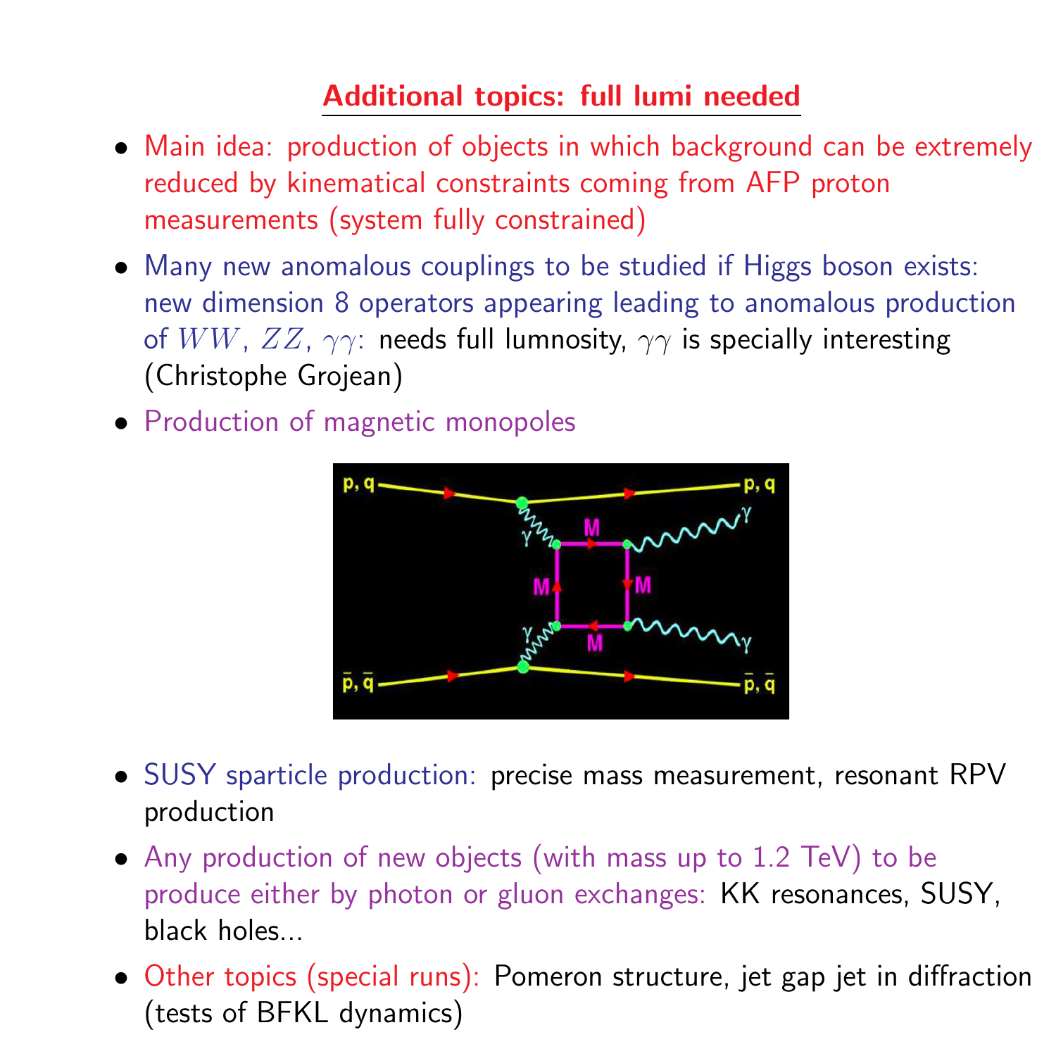## Additional topics: full lumi needed

- Main idea: production of objects in which background can be extremely reduced by kinematical constraints coming from AFP proton measurements (system fully constrained)
- Many new anomalous couplings to be studied if Higgs boson exists: new dimension 8 operators appearing leading to anomalous production of $WW$, $ZZ$, $\gamma\gamma$: needs full lumnosity, $\gamma\gamma$ is specially interesting (Christophe Grojean)
- Production of magnetic monopoles
- SUSY sparticle production: precise mass measurement, resonant RPV production
- Any production of new objects (with mass up to 1.2 TeV) to be produce either by photon or gluon exchanges: KK resonances, SUSY, black holes...
- Other topics (special runs): Pomeron structure, jet gap jet in diffraction (tests of BFKL dynamics)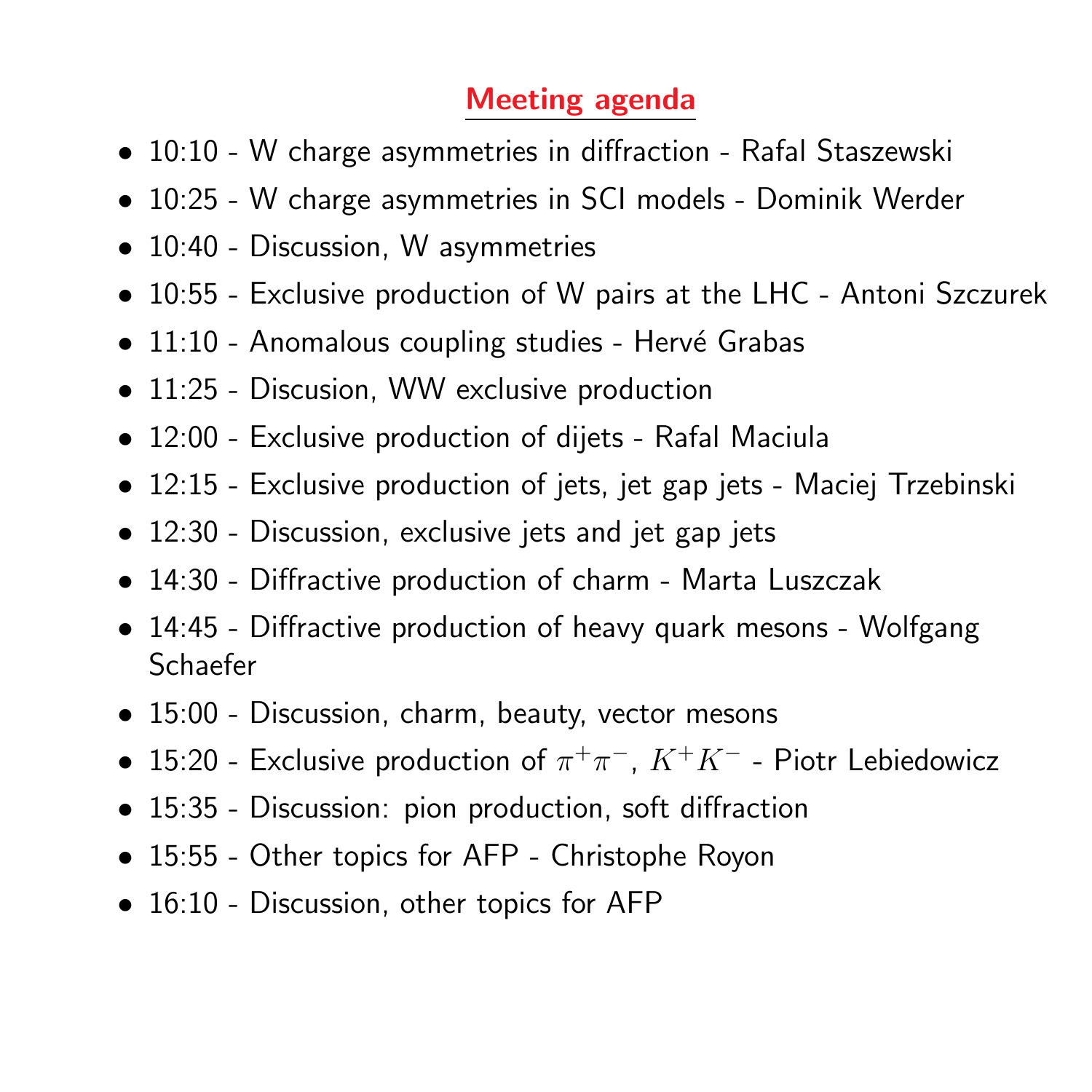# Meeting agenda

- 10:10 - W charge asymmetries in diffraction - Rafal Staszewski
- 10:25 - W charge asymmetries in SCI models - Dominik Werder
- 10:40 - Discussion, W asymmetries
- 10:55 - Exclusive production of W pairs at the LHC - Antoni Szczurek
- 11:10 - Anomalous coupling studies - Hervé Grabas
- 11:25 - Discusion, WW exclusive production
- 12:00 - Exclusive production of dijets - Rafal Maciula
- 12:15 - Exclusive production of jets, jet gap jets - Maciej Trzebinski
- 12:30 - Discussion, exclusive jets and jet gap jets
- 14:30 - Diffractive production of charm - Marta Luszczak
- 14:45 - Diffractive production of heavy quark mesons - Wolfgang Schaefer
- 15:00 - Discussion, charm, beauty, vector mesons
- 15:20 - Exclusive production of $\pi^+\pi^-$, $K^+K^-$ - Piotr Lebiedowicz
- 15:35 - Discussion: pion production, soft diffraction
- 15:55 - Other topics for AFP - Christophe Royon
- 16:10 - Discussion, other topics for AFP